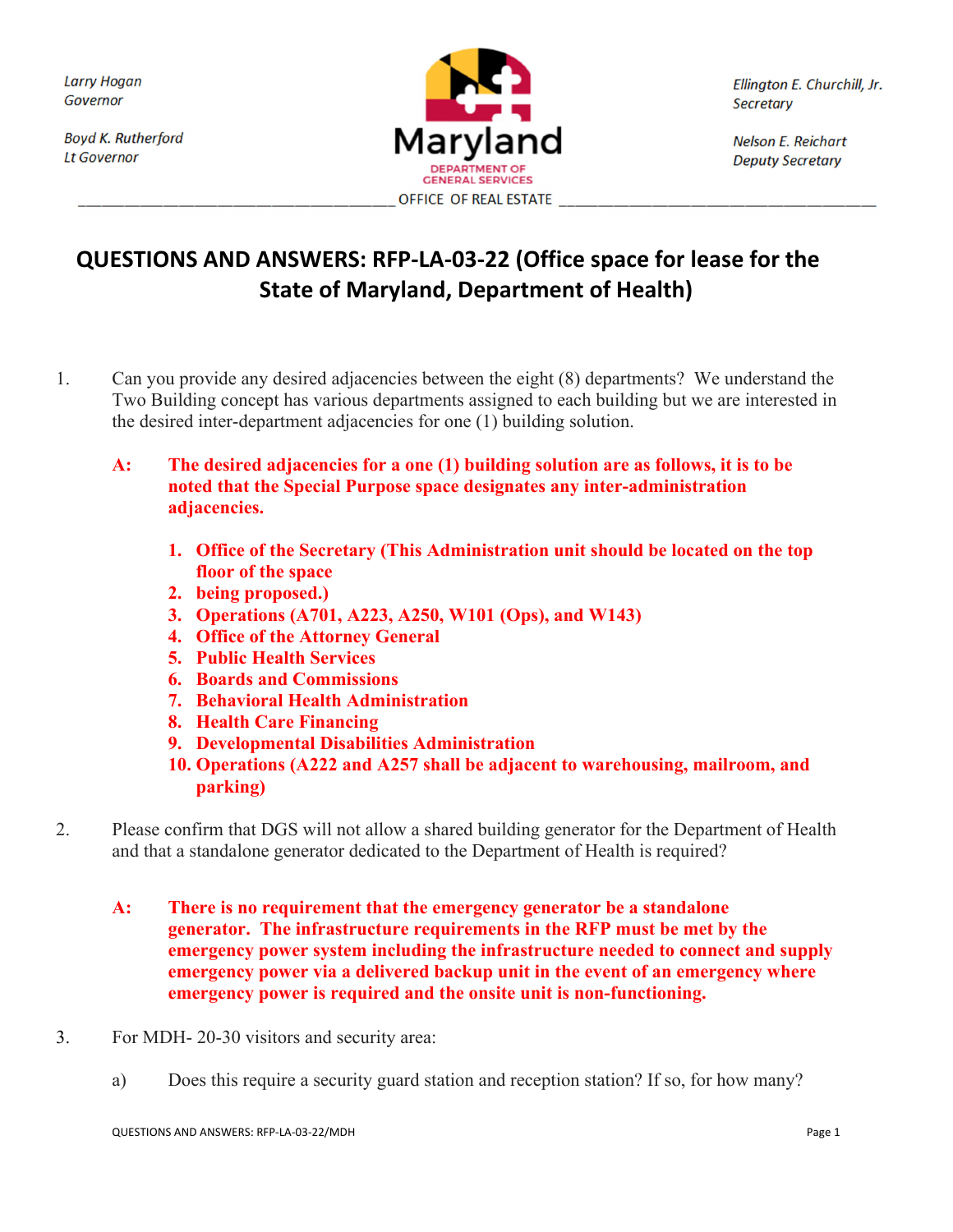Larry Hogan
Governor

Boyd K. Rutherford
Lt Governor

Maryland
DEPARTMENT OF GENERAL SERVICES
OFFICE OF REAL ESTATE

Ellington E. Churchill, Jr.
Secretary

Nelson E. Reichart
Deputy Secretary

# QUESTIONS AND ANSWERS: RFP-LA-03-22 (Office space for lease for the State of Maryland, Department of Health)

1. Can you provide any desired adjacencies between the eight (8) departments? We understand the Two Building concept has various departments assigned to each building but we are interested in the desired inter-department adjacencies for one (1) building solution.

   **A: The desired adjacencies for a one (1) building solution are as follows, it is to be noted that the Special Purpose space designates any inter-administration adjacencies.**

   1. **Office of the Secretary (This Administration unit should be located on the top floor of the space**
   2. **being proposed.)**
   3. **Operations (A701, A223, A250, W101 (Ops), and W143)**
   4. **Office of the Attorney General**
   5. **Public Health Services**
   6. **Boards and Commissions**
   7. **Behavioral Health Administration**
   8. **Health Care Financing**
   9. **Developmental Disabilities Administration**
   10. **Operations (A222 and A257 shall be adjacent to warehousing, mailroom, and parking)**

2. Please confirm that DGS will not allow a shared building generator for the Department of Health and that a standalone generator dedicated to the Department of Health is required?

   **A: There is no requirement that the emergency generator be a standalone generator. The infrastructure requirements in the RFP must be met by the emergency power system including the infrastructure needed to connect and supply emergency power via a delivered backup unit in the event of an emergency where emergency power is required and the onsite unit is non-functioning.**

3. For MDH- 20-30 visitors and security area:

   a) Does this require a security guard station and reception station? If so, for how many?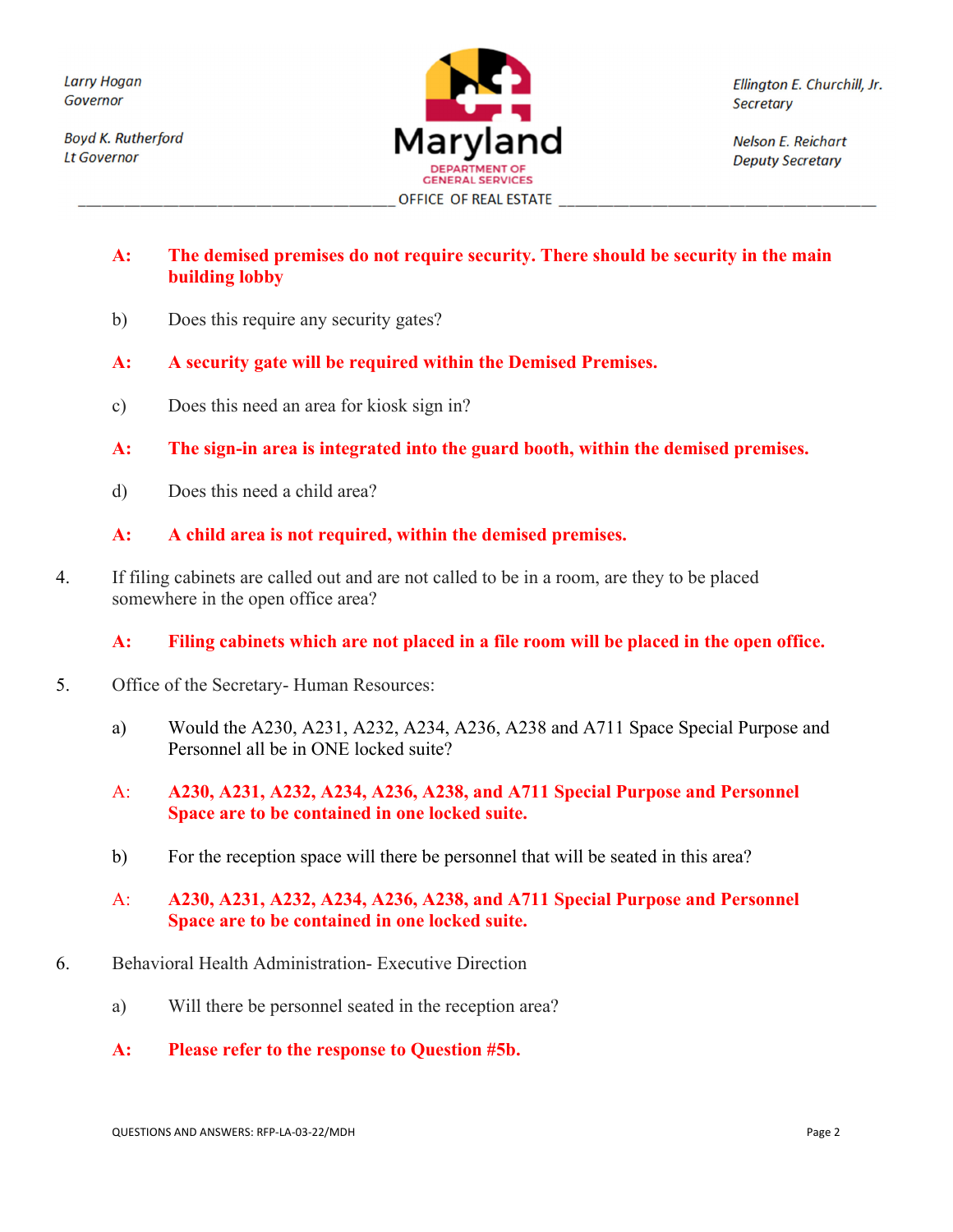**A:** **The demised premises do not require security. There should be security in the main building lobby**

b) Does this require any security gates?

**A:** **A security gate will be required within the Demised Premises.**

c) Does this need an area for kiosk sign in?

**A:** **The sign-in area is integrated into the guard booth, within the demised premises.**

d) Does this need a child area?

**A:** **A child area is not required, within the demised premises.**

4. If filing cabinets are called out and are not called to be in a room, are they to be placed somewhere in the open office area?

   **A:** **Filing cabinets which are not placed in a file room will be placed in the open office.**

5. Office of the Secretary- Human Resources:

   a) Would the A230, A231, A232, A234, A236, A238 and A711 Space Special Purpose and Personnel all be in ONE locked suite?

   A: **A230, A231, A232, A234, A236, A238, and A711 Special Purpose and Personnel Space are to be contained in one locked suite.**

   b) For the reception space will there be personnel that will be seated in this area?

   A: **A230, A231, A232, A234, A236, A238, and A711 Special Purpose and Personnel Space are to be contained in one locked suite.**

6. Behavioral Health Administration- Executive Direction

   a) Will there be personnel seated in the reception area?

   **A:** **Please refer to the response to Question #5b.**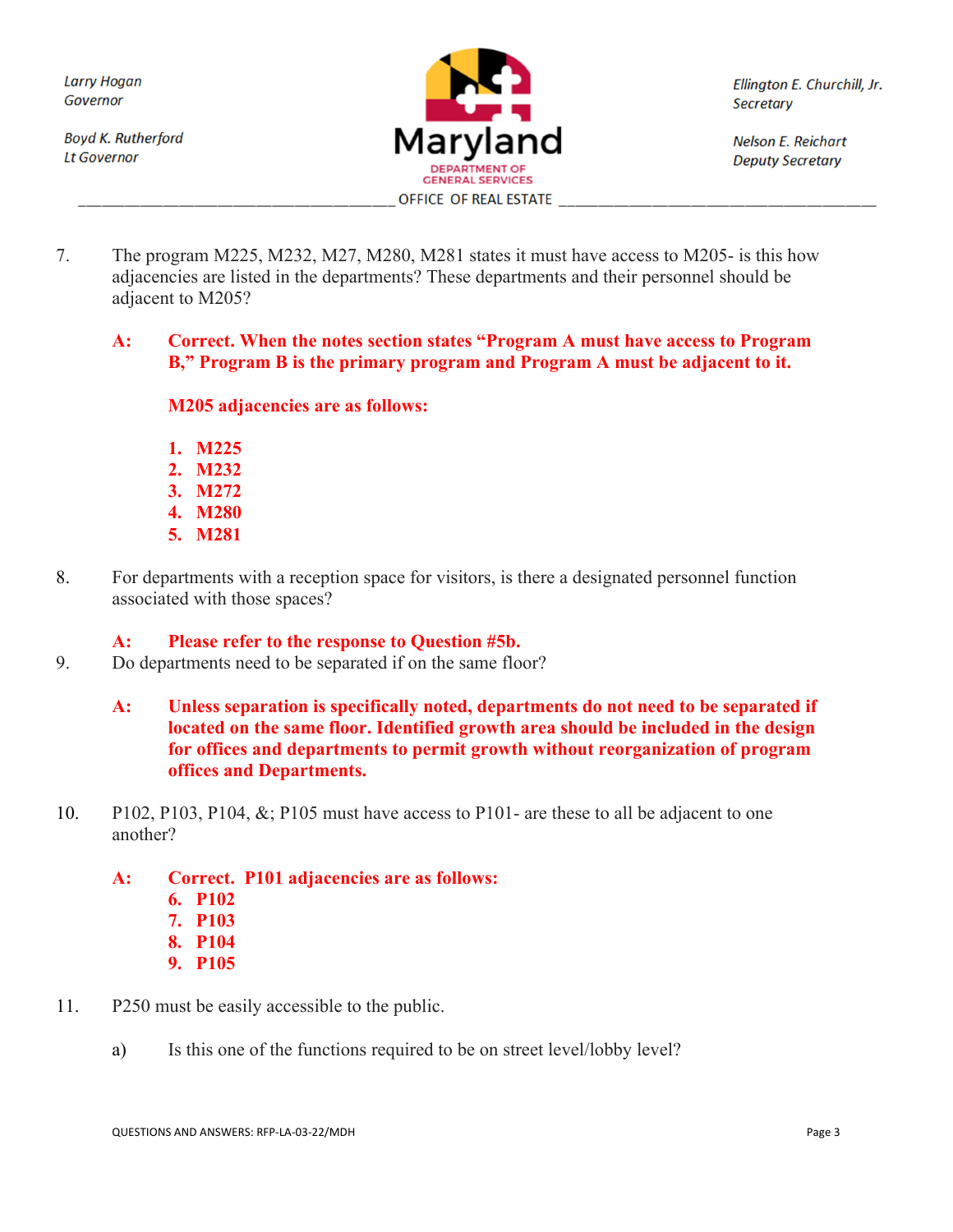7. The program M225, M232, M27, M280, M281 states it must have access to M205- is this how adjacencies are listed in the departments? These departments and their personnel should be adjacent to M205?

   **A: Correct. When the notes section states "Program A must have access to Program B," Program B is the primary program and Program A must be adjacent to it.**

   **M205 adjacencies are as follows:**

   **1. M225**
   **2. M232**
   **3. M272**
   **4. M280**
   **5. M281**

8. For departments with a reception space for visitors, is there a designated personnel function associated with those spaces?

   **A: Please refer to the response to Question #5b.**

9. Do departments need to be separated if on the same floor?

   **A: Unless separation is specifically noted, departments do not need to be separated if located on the same floor. Identified growth area should be included in the design for offices and departments to permit growth without reorganization of program offices and Departments.**

10. P102, P103, P104, &; P105 must have access to P101- are these to all be adjacent to one another?

    **A: Correct. P101 adjacencies are as follows:**
    **6. P102**
    **7. P103**
    **8. P104**
    **9. P105**

11. P250 must be easily accessible to the public.

    a) Is this one of the functions required to be on street level/lobby level?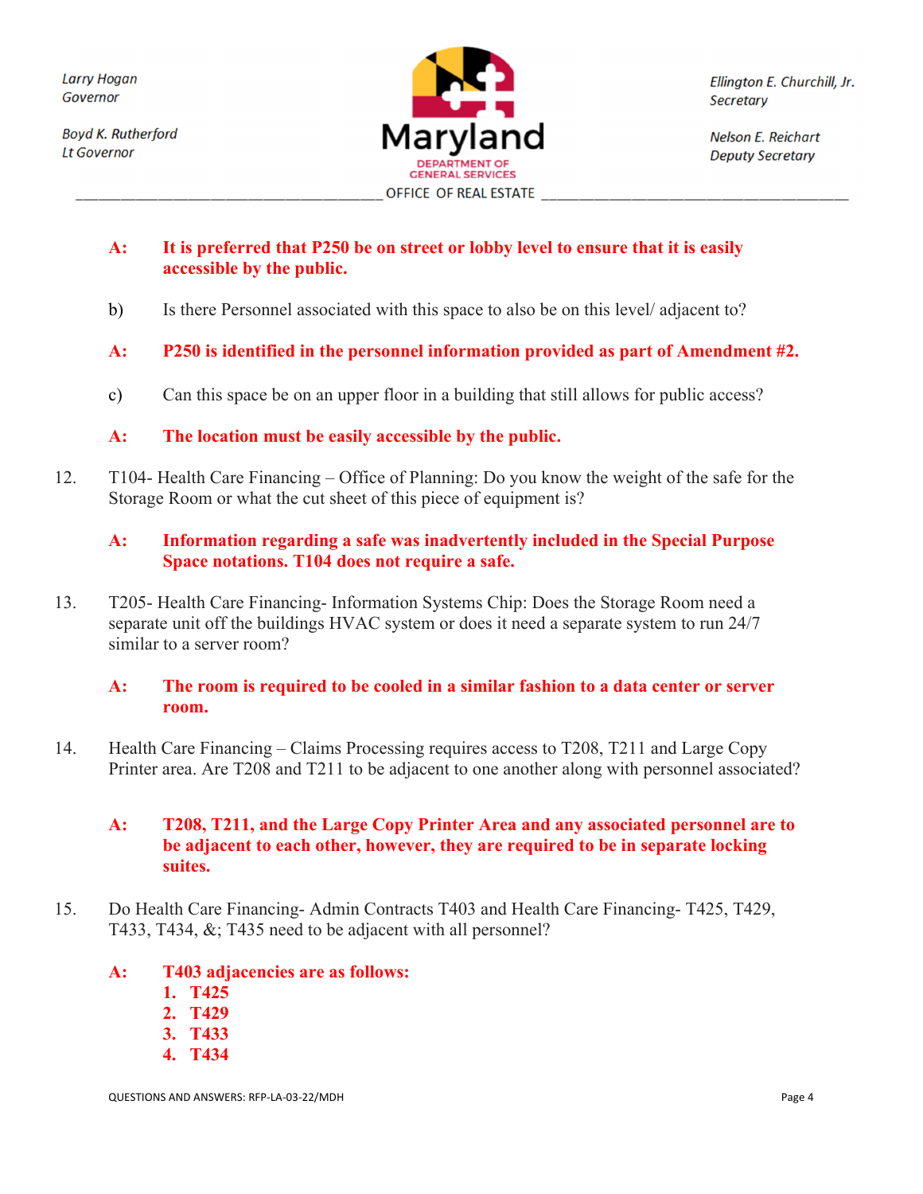**A: It is preferred that P250 be on street or lobby level to ensure that it is easily accessible by the public.**

b) Is there Personnel associated with this space to also be on this level/ adjacent to?

**A: P250 is identified in the personnel information provided as part of Amendment #2.**

c) Can this space be on an upper floor in a building that still allows for public access?

**A: The location must be easily accessible by the public.**

12. T104- Health Care Financing – Office of Planning: Do you know the weight of the safe for the Storage Room or what the cut sheet of this piece of equipment is?

    **A: Information regarding a safe was inadvertently included in the Special Purpose Space notations. T104 does not require a safe.**

13. T205- Health Care Financing- Information Systems Chip: Does the Storage Room need a separate unit off the buildings HVAC system or does it need a separate system to run 24/7 similar to a server room?

    **A: The room is required to be cooled in a similar fashion to a data center or server room.**

14. Health Care Financing – Claims Processing requires access to T208, T211 and Large Copy Printer area. Are T208 and T211 to be adjacent to one another along with personnel associated?

    **A: T208, T211, and the Large Copy Printer Area and any associated personnel are to be adjacent to each other, however, they are required to be in separate locking suites.**

15. Do Health Care Financing- Admin Contracts T403 and Health Care Financing- T425, T429, T433, T434, &; T435 need to be adjacent with all personnel?

    **A: T403 adjacencies are as follows:**
    1. **T425**
    2. **T429**
    3. **T433**
    4. **T434**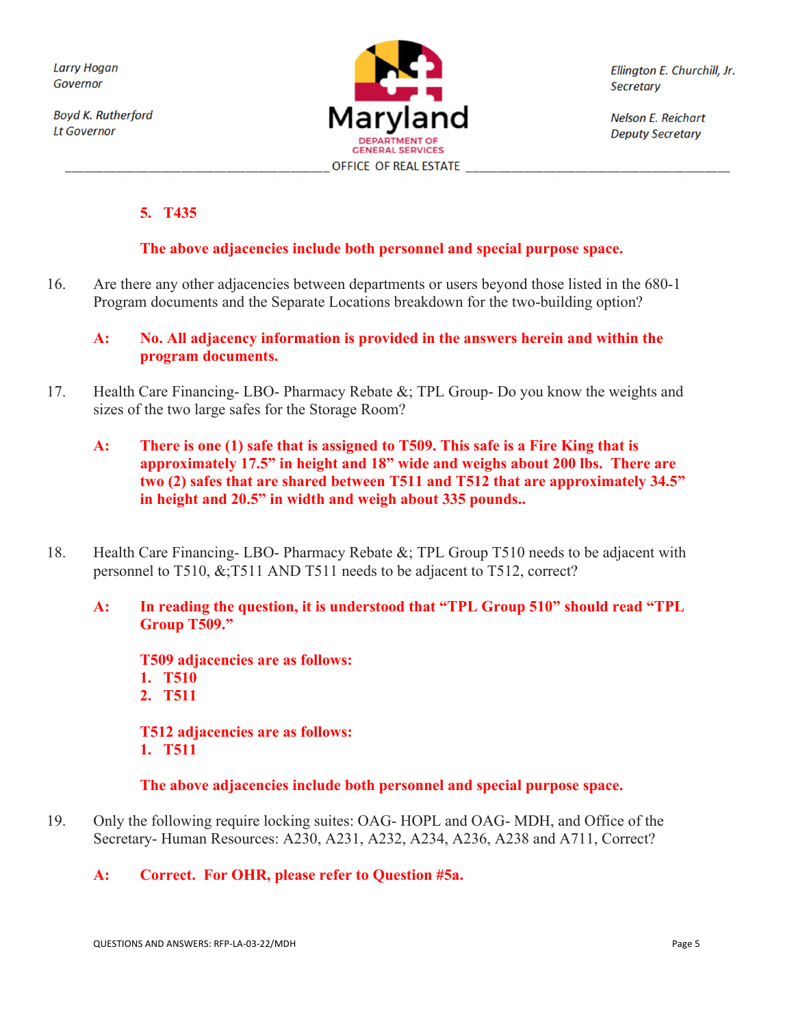**5. T435**

**The above adjacencies include both personnel and special purpose space.**

16. Are there any other adjacencies between departments or users beyond those listed in the 680-1 Program documents and the Separate Locations breakdown for the two-building option?

    **A: No. All adjacency information is provided in the answers herein and within the program documents.**

17. Health Care Financing- LBO- Pharmacy Rebate &; TPL Group- Do you know the weights and sizes of the two large safes for the Storage Room?

    **A: There is one (1) safe that is assigned to T509. This safe is a Fire King that is approximately 17.5" in height and 18" wide and weighs about 200 lbs. There are two (2) safes that are shared between T511 and T512 that are approximately 34.5" in height and 20.5" in width and weigh about 335 pounds..**

18. Health Care Financing- LBO- Pharmacy Rebate &; TPL Group T510 needs to be adjacent with personnel to T510, &;T511 AND T511 needs to be adjacent to T512, correct?

    **A: In reading the question, it is understood that "TPL Group 510" should read "TPL Group T509."**

    **T509 adjacencies are as follows:**
    **1. T510**
    **2. T511**

    **T512 adjacencies are as follows:**
    **1. T511**

    **The above adjacencies include both personnel and special purpose space.**

19. Only the following require locking suites: OAG- HOPL and OAG- MDH, and Office of the Secretary- Human Resources: A230, A231, A232, A234, A236, A238 and A711, Correct?

    **A: Correct. For OHR, please refer to Question #5a.**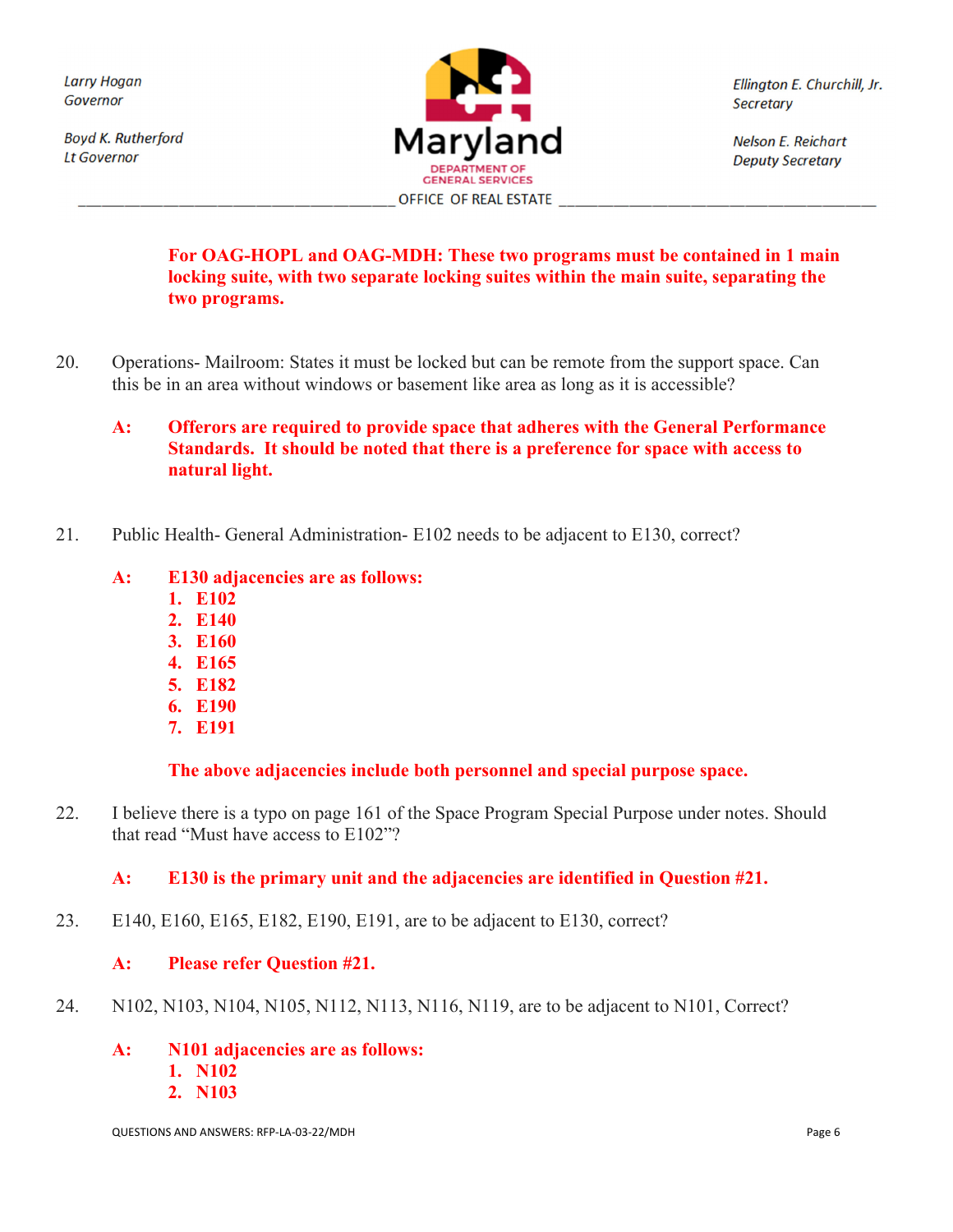**For OAG-HOPL and OAG-MDH: These two programs must be contained in 1 main locking suite, with two separate locking suites within the main suite, separating the two programs.**

20. Operations- Mailroom: States it must be locked but can be remote from the support space. Can this be in an area without windows or basement like area as long as it is accessible?

    **A: Offerors are required to provide space that adheres with the General Performance Standards. It should be noted that there is a preference for space with access to natural light.**

21. Public Health- General Administration- E102 needs to be adjacent to E130, correct?

    **A: E130 adjacencies are as follows:**
    1. **E102**
    2. **E140**
    3. **E160**
    4. **E165**
    5. **E182**
    6. **E190**
    7. **E191**

    **The above adjacencies include both personnel and special purpose space.**

22. I believe there is a typo on page 161 of the Space Program Special Purpose under notes. Should that read "Must have access to E102"?

    **A: E130 is the primary unit and the adjacencies are identified in Question #21.**

23. E140, E160, E165, E182, E190, E191, are to be adjacent to E130, correct?

    **A: Please refer Question #21.**

24. N102, N103, N104, N105, N112, N113, N116, N119, are to be adjacent to N101, Correct?

    **A: N101 adjacencies are as follows:**
    1. **N102**
    2. **N103**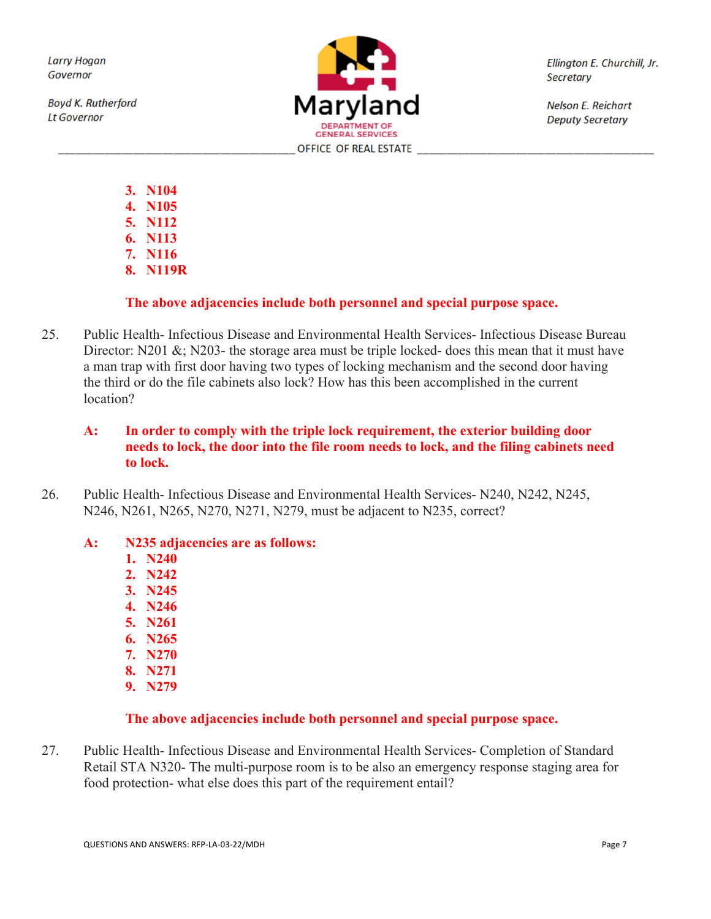3. **N104**
4. **N105**
5. **N112**
6. **N113**
7. **N116**
8. **N119R**

**The above adjacencies include both personnel and special purpose space.**

25. Public Health- Infectious Disease and Environmental Health Services- Infectious Disease Bureau Director: N201 &; N203- the storage area must be triple locked- does this mean that it must have a man trap with first door having two types of locking mechanism and the second door having the third or do the file cabinets also lock? How has this been accomplished in the current location?

**A: In order to comply with the triple lock requirement, the exterior building door needs to lock, the door into the file room needs to lock, and the filing cabinets need to lock.**

26. Public Health- Infectious Disease and Environmental Health Services- N240, N242, N245, N246, N261, N265, N270, N271, N279, must be adjacent to N235, correct?

**A: N235 adjacencies are as follows:**

1. **N240**
2. **N242**
3. **N245**
4. **N246**
5. **N261**
6. **N265**
7. **N270**
8. **N271**
9. **N279**

**The above adjacencies include both personnel and special purpose space.**

27. Public Health- Infectious Disease and Environmental Health Services- Completion of Standard Retail STA N320- The multi-purpose room is to be also an emergency response staging area for food protection- what else does this part of the requirement entail?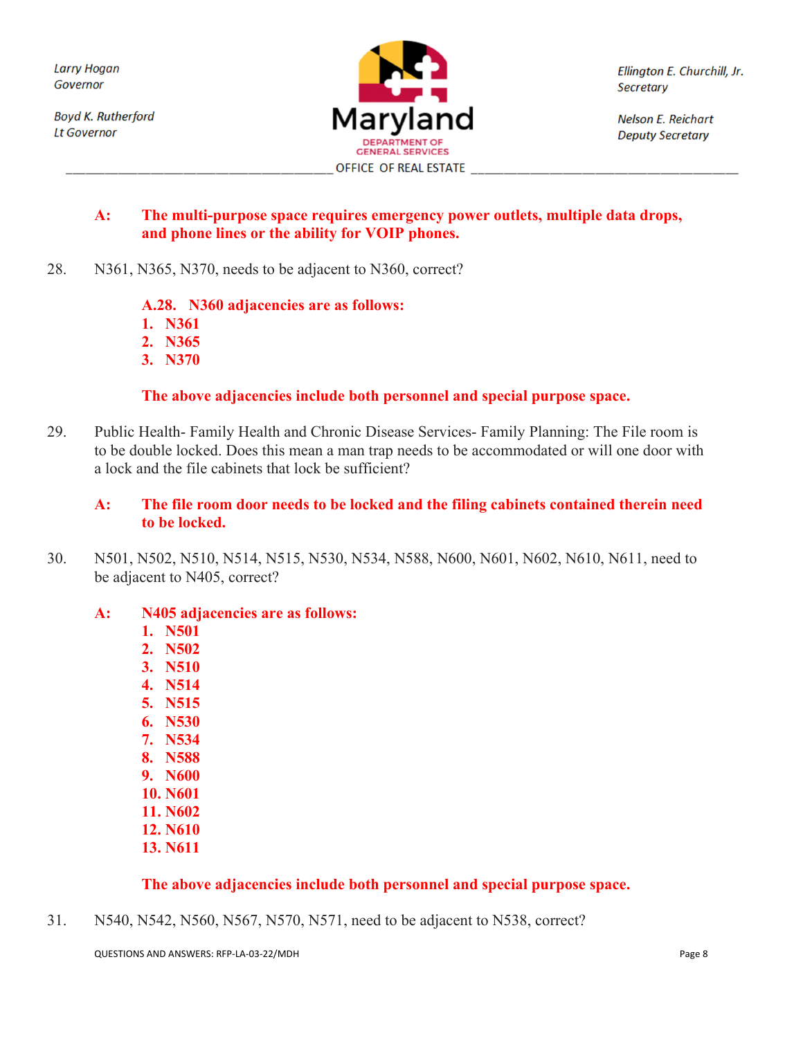**A: The multi-purpose space requires emergency power outlets, multiple data drops, and phone lines or the ability for VOIP phones.**

28. N361, N365, N370, needs to be adjacent to N360, correct?

    **A.28. N360 adjacencies are as follows:**
    1. **N361**
    2. **N365**
    3. **N370**

    **The above adjacencies include both personnel and special purpose space.**

29. Public Health- Family Health and Chronic Disease Services- Family Planning: The File room is to be double locked. Does this mean a man trap needs to be accommodated or will one door with a lock and the file cabinets that lock be sufficient?

    **A: The file room door needs to be locked and the filing cabinets contained therein need to be locked.**

30. N501, N502, N510, N514, N515, N530, N534, N588, N600, N601, N602, N610, N611, need to be adjacent to N405, correct?

    **A: N405 adjacencies are as follows:**
    1. **N501**
    2. **N502**
    3. **N510**
    4. **N514**
    5. **N515**
    6. **N530**
    7. **N534**
    8. **N588**
    9. **N600**
    10. **N601**
    11. **N602**
    12. **N610**
    13. **N611**

    **The above adjacencies include both personnel and special purpose space.**

31. N540, N542, N560, N567, N570, N571, need to be adjacent to N538, correct?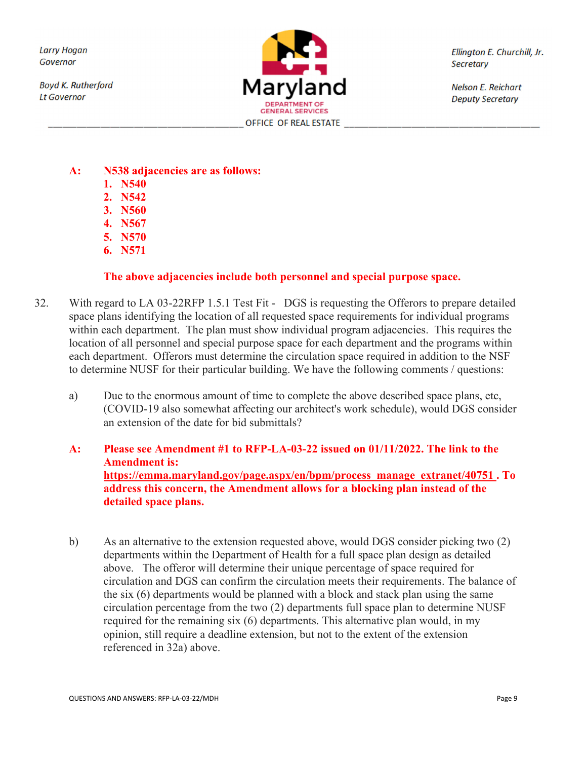**A: N538 adjacencies are as follows:**

1. **N540**
2. **N542**
3. **N560**
4. **N567**
5. **N570**
6. **N571**

**The above adjacencies include both personnel and special purpose space.**

32. With regard to LA 03-22RFP 1.5.1 Test Fit - DGS is requesting the Offerors to prepare detailed space plans identifying the location of all requested space requirements for individual programs within each department. The plan must show individual program adjacencies. This requires the location of all personnel and special purpose space for each department and the programs within each department. Offerors must determine the circulation space required in addition to the NSF to determine NUSF for their particular building. We have the following comments / questions:

   a) Due to the enormous amount of time to complete the above described space plans, etc, (COVID-19 also somewhat affecting our architect's work schedule), would DGS consider an extension of the date for bid submittals?

   **A: Please see Amendment #1 to RFP-LA-03-22 issued on 01/11/2022. The link to the Amendment is: https://emma.maryland.gov/page.aspx/en/bpm/process_manage_extranet/40751 . To address this concern, the Amendment allows for a blocking plan instead of the detailed space plans.**

   b) As an alternative to the extension requested above, would DGS consider picking two (2) departments within the Department of Health for a full space plan design as detailed above. The offeror will determine their unique percentage of space required for circulation and DGS can confirm the circulation meets their requirements. The balance of the six (6) departments would be planned with a block and stack plan using the same circulation percentage from the two (2) departments full space plan to determine NUSF required for the remaining six (6) departments. This alternative plan would, in my opinion, still require a deadline extension, but not to the extent of the extension referenced in 32a) above.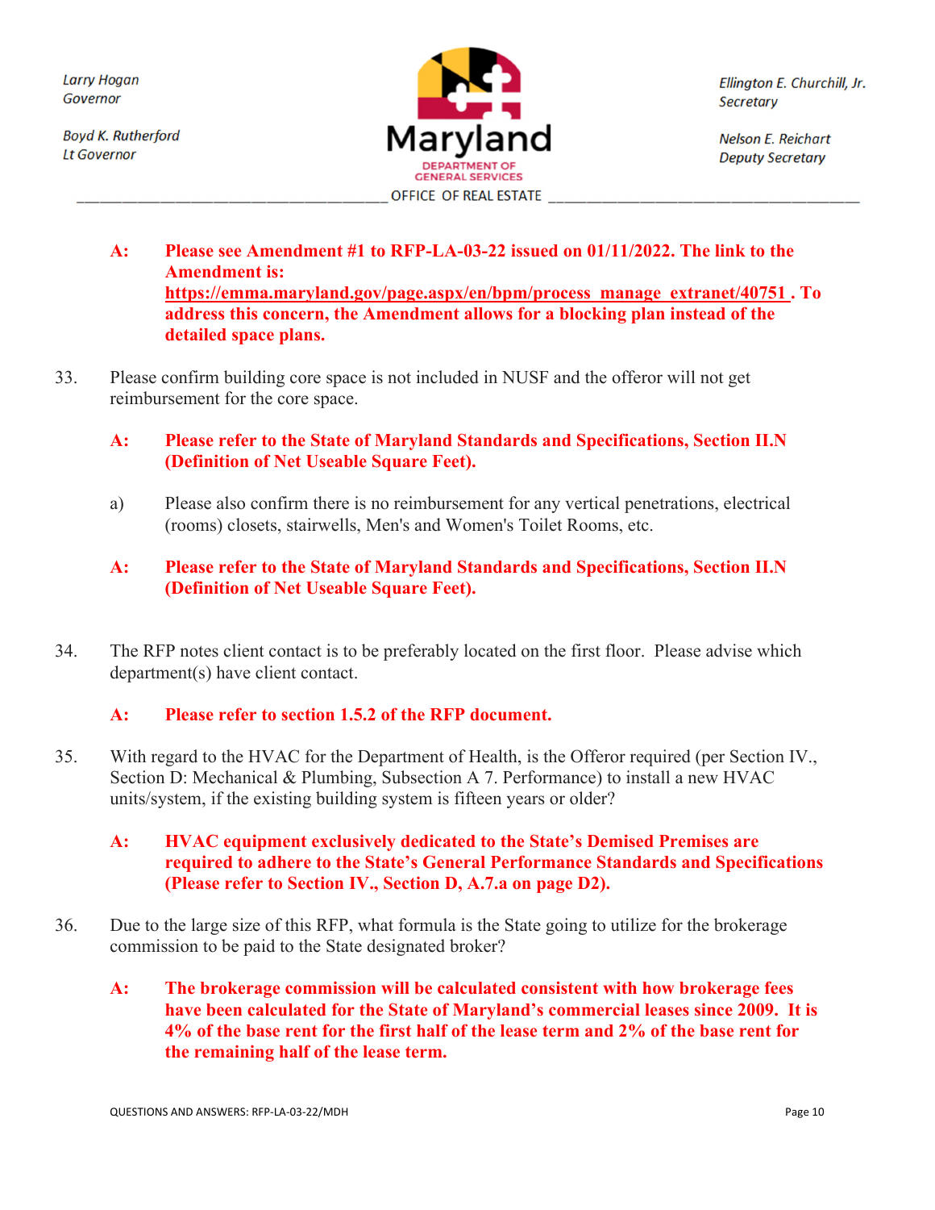**A: Please see Amendment #1 to RFP-LA-03-22 issued on 01/11/2022. The link to the Amendment is: https://emma.maryland.gov/page.aspx/en/bpm/process_manage_extranet/40751 . To address this concern, the Amendment allows for a blocking plan instead of the detailed space plans.**

33. Please confirm building core space is not included in NUSF and the offeror will not get reimbursement for the core space.

 **A: Please refer to the State of Maryland Standards and Specifications, Section II.N (Definition of Net Useable Square Feet).**

 a) Please also confirm there is no reimbursement for any vertical penetrations, electrical (rooms) closets, stairwells, Men's and Women's Toilet Rooms, etc.

 **A: Please refer to the State of Maryland Standards and Specifications, Section II.N (Definition of Net Useable Square Feet).**

34. The RFP notes client contact is to be preferably located on the first floor. Please advise which department(s) have client contact.

 **A: Please refer to section 1.5.2 of the RFP document.**

35. With regard to the HVAC for the Department of Health, is the Offeror required (per Section IV., Section D: Mechanical & Plumbing, Subsection A 7. Performance) to install a new HVAC units/system, if the existing building system is fifteen years or older?

 **A: HVAC equipment exclusively dedicated to the State's Demised Premises are required to adhere to the State's General Performance Standards and Specifications (Please refer to Section IV., Section D, A.7.a on page D2).**

36. Due to the large size of this RFP, what formula is the State going to utilize for the brokerage commission to be paid to the State designated broker?

 **A: The brokerage commission will be calculated consistent with how brokerage fees have been calculated for the State of Maryland's commercial leases since 2009. It is 4% of the base rent for the first half of the lease term and 2% of the base rent for the remaining half of the lease term.**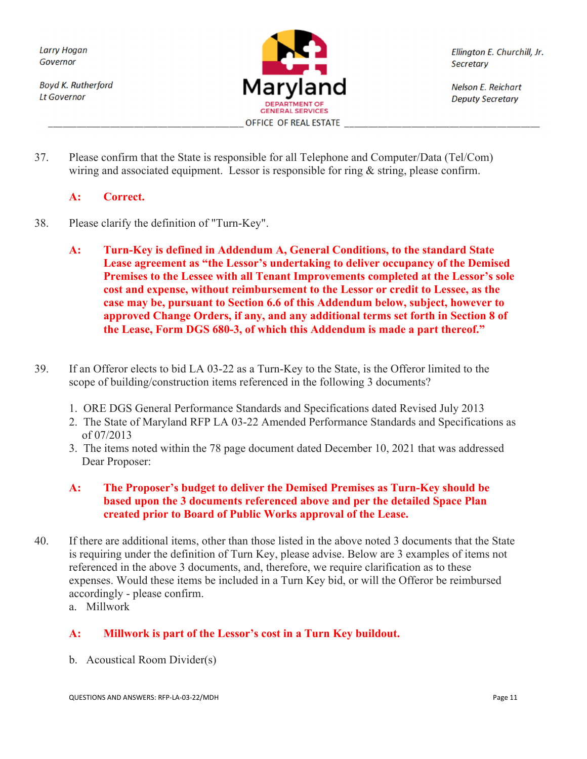37. Please confirm that the State is responsible for all Telephone and Computer/Data (Tel/Com) wiring and associated equipment. Lessor is responsible for ring & string, please confirm.

    **A: Correct.**

38. Please clarify the definition of "Turn-Key".

    **A: Turn-Key is defined in Addendum A, General Conditions, to the standard State Lease agreement as "the Lessor's undertaking to deliver occupancy of the Demised Premises to the Lessee with all Tenant Improvements completed at the Lessor's sole cost and expense, without reimbursement to the Lessor or credit to Lessee, as the case may be, pursuant to Section 6.6 of this Addendum below, subject, however to approved Change Orders, if any, and any additional terms set forth in Section 8 of the Lease, Form DGS 680-3, of which this Addendum is made a part thereof."**

39. If an Offeror elects to bid LA 03-22 as a Turn-Key to the State, is the Offeror limited to the scope of building/construction items referenced in the following 3 documents?

    1. ORE DGS General Performance Standards and Specifications dated Revised July 2013
    2. The State of Maryland RFP LA 03-22 Amended Performance Standards and Specifications as of 07/2013
    3. The items noted within the 78 page document dated December 10, 2021 that was addressed Dear Proposer:

    **A: The Proposer's budget to deliver the Demised Premises as Turn-Key should be based upon the 3 documents referenced above and per the detailed Space Plan created prior to Board of Public Works approval of the Lease.**

40. If there are additional items, other than those listed in the above noted 3 documents that the State is requiring under the definition of Turn Key, please advise. Below are 3 examples of items not referenced in the above 3 documents, and, therefore, we require clarification as to these expenses. Would these items be included in a Turn Key bid, or will the Offeror be reimbursed accordingly - please confirm.

    a. Millwork

    **A: Millwork is part of the Lessor's cost in a Turn Key buildout.**

    b. Acoustical Room Divider(s)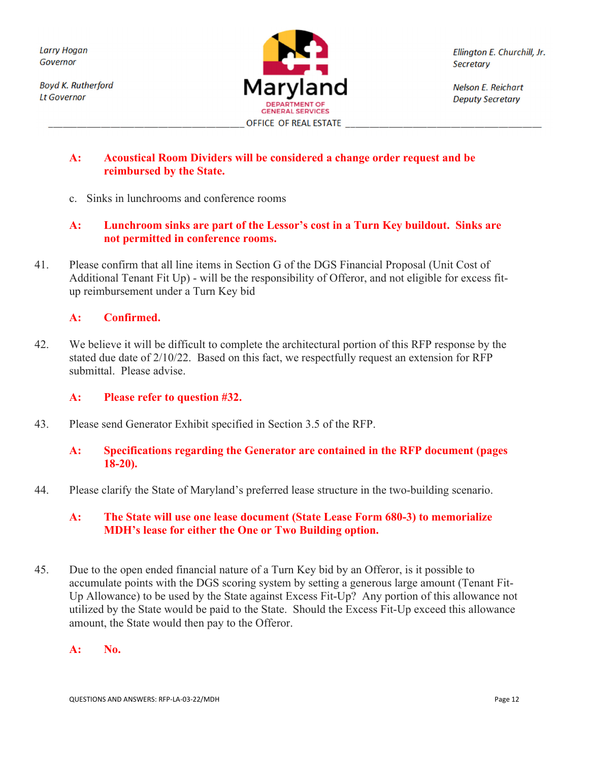**A: Acoustical Room Dividers will be considered a change order request and be reimbursed by the State.**

c. Sinks in lunchrooms and conference rooms

**A: Lunchroom sinks are part of the Lessor's cost in a Turn Key buildout. Sinks are not permitted in conference rooms.**

41. Please confirm that all line items in Section G of the DGS Financial Proposal (Unit Cost of Additional Tenant Fit Up) - will be the responsibility of Offeror, and not eligible for excess fit-up reimbursement under a Turn Key bid

**A: Confirmed.**

42. We believe it will be difficult to complete the architectural portion of this RFP response by the stated due date of 2/10/22. Based on this fact, we respectfully request an extension for RFP submittal. Please advise.

**A: Please refer to question #32.**

43. Please send Generator Exhibit specified in Section 3.5 of the RFP.

**A: Specifications regarding the Generator are contained in the RFP document (pages 18-20).**

44. Please clarify the State of Maryland's preferred lease structure in the two-building scenario.

**A: The State will use one lease document (State Lease Form 680-3) to memorialize MDH's lease for either the One or Two Building option.**

45. Due to the open ended financial nature of a Turn Key bid by an Offeror, is it possible to accumulate points with the DGS scoring system by setting a generous large amount (Tenant Fit-Up Allowance) to be used by the State against Excess Fit-Up? Any portion of this allowance not utilized by the State would be paid to the State. Should the Excess Fit-Up exceed this allowance amount, the State would then pay to the Offeror.

**A: No.**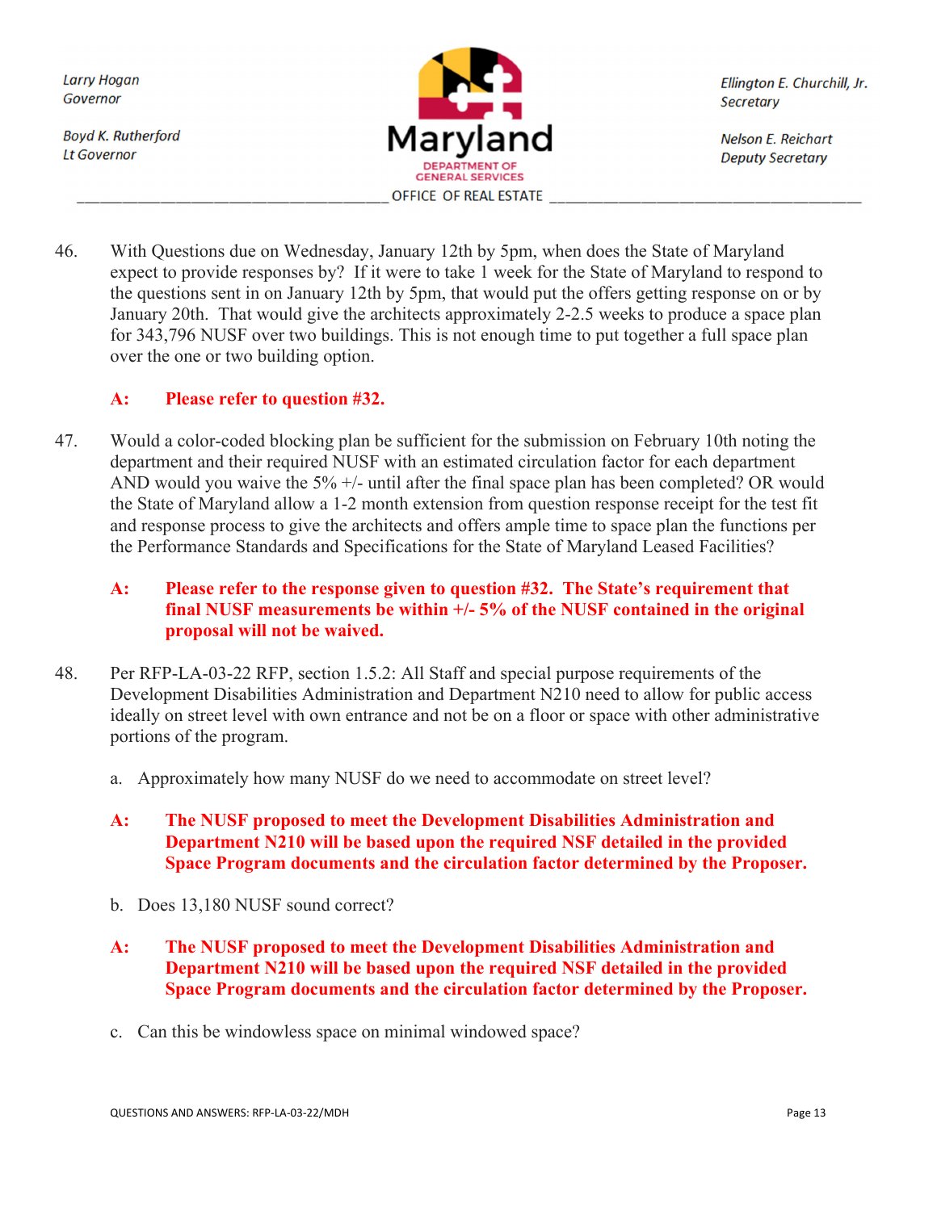46. With Questions due on Wednesday, January 12th by 5pm, when does the State of Maryland expect to provide responses by? If it were to take 1 week for the State of Maryland to respond to the questions sent in on January 12th by 5pm, that would put the offers getting response on or by January 20th. That would give the architects approximately 2-2.5 weeks to produce a space plan for 343,796 NUSF over two buildings. This is not enough time to put together a full space plan over the one or two building option.

    **A: Please refer to question #32.**

47. Would a color-coded blocking plan be sufficient for the submission on February 10th noting the department and their required NUSF with an estimated circulation factor for each department AND would you waive the 5% +/- until after the final space plan has been completed? OR would the State of Maryland allow a 1-2 month extension from question response receipt for the test fit and response process to give the architects and offers ample time to space plan the functions per the Performance Standards and Specifications for the State of Maryland Leased Facilities?

    **A: Please refer to the response given to question #32. The State's requirement that final NUSF measurements be within +/- 5% of the NUSF contained in the original proposal will not be waived.**

48. Per RFP-LA-03-22 RFP, section 1.5.2: All Staff and special purpose requirements of the Development Disabilities Administration and Department N210 need to allow for public access ideally on street level with own entrance and not be on a floor or space with other administrative portions of the program.

    a. Approximately how many NUSF do we need to accommodate on street level?

    **A: The NUSF proposed to meet the Development Disabilities Administration and Department N210 will be based upon the required NSF detailed in the provided Space Program documents and the circulation factor determined by the Proposer.**

    b. Does 13,180 NUSF sound correct?

    **A: The NUSF proposed to meet the Development Disabilities Administration and Department N210 will be based upon the required NSF detailed in the provided Space Program documents and the circulation factor determined by the Proposer.**

    c. Can this be windowless space on minimal windowed space?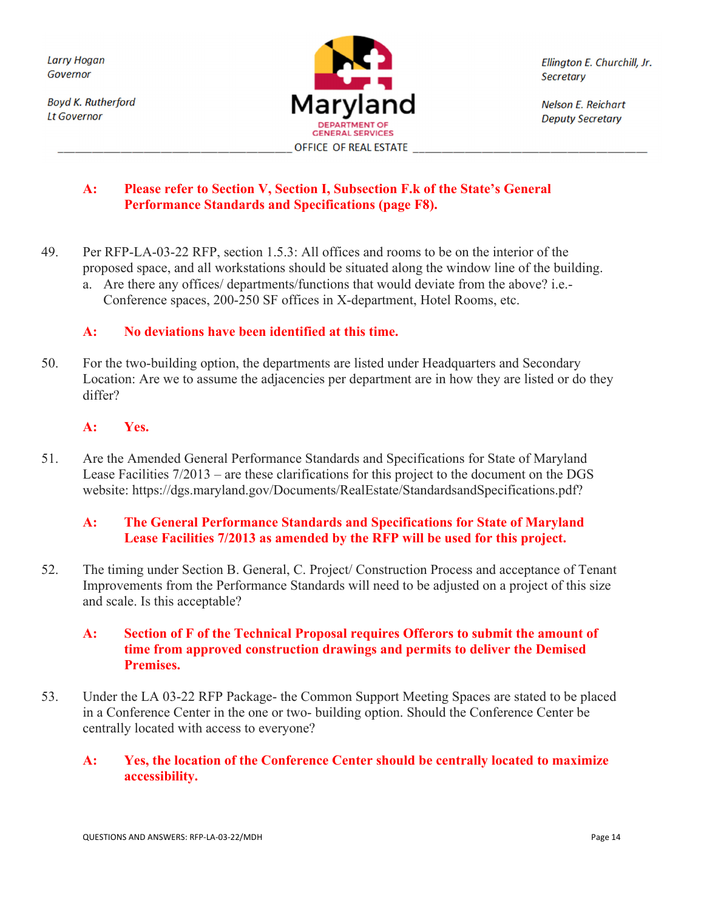**A: Please refer to Section V, Section I, Subsection F.k of the State's General Performance Standards and Specifications (page F8).**

49. Per RFP-LA-03-22 RFP, section 1.5.3: All offices and rooms to be on the interior of the proposed space, and all workstations should be situated along the window line of the building.
    a. Are there any offices/ departments/functions that would deviate from the above? i.e.- Conference spaces, 200-250 SF offices in X-department, Hotel Rooms, etc.

    **A: No deviations have been identified at this time.**

50. For the two-building option, the departments are listed under Headquarters and Secondary Location: Are we to assume the adjacencies per department are in how they are listed or do they differ?

    **A: Yes.**

51. Are the Amended General Performance Standards and Specifications for State of Maryland Lease Facilities 7/2013 – are these clarifications for this project to the document on the DGS website: https://dgs.maryland.gov/Documents/RealEstate/StandardsandSpecifications.pdf?

    **A: The General Performance Standards and Specifications for State of Maryland Lease Facilities 7/2013 as amended by the RFP will be used for this project.**

52. The timing under Section B. General, C. Project/ Construction Process and acceptance of Tenant Improvements from the Performance Standards will need to be adjusted on a project of this size and scale. Is this acceptable?

    **A: Section of F of the Technical Proposal requires Offerors to submit the amount of time from approved construction drawings and permits to deliver the Demised Premises.**

53. Under the LA 03-22 RFP Package- the Common Support Meeting Spaces are stated to be placed in a Conference Center in the one or two- building option. Should the Conference Center be centrally located with access to everyone?

    **A: Yes, the location of the Conference Center should be centrally located to maximize accessibility.**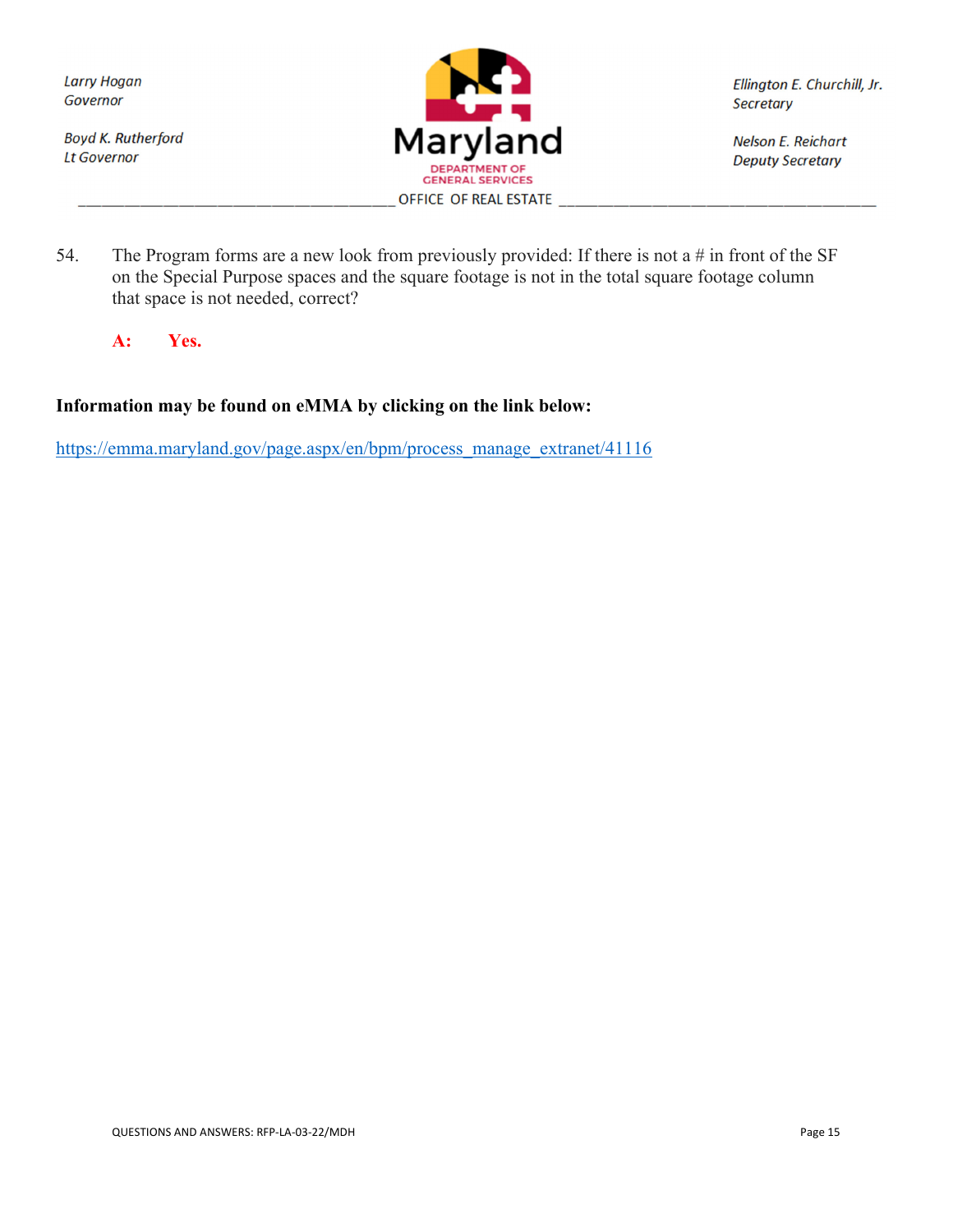54. The Program forms are a new look from previously provided: If there is not a # in front of the SF on the Special Purpose spaces and the square footage is not in the total square footage column that space is not needed, correct?

    **A: Yes.**

**Information may be found on eMMA by clicking on the link below:**

https://emma.maryland.gov/page.aspx/en/bpm/process_manage_extranet/41116